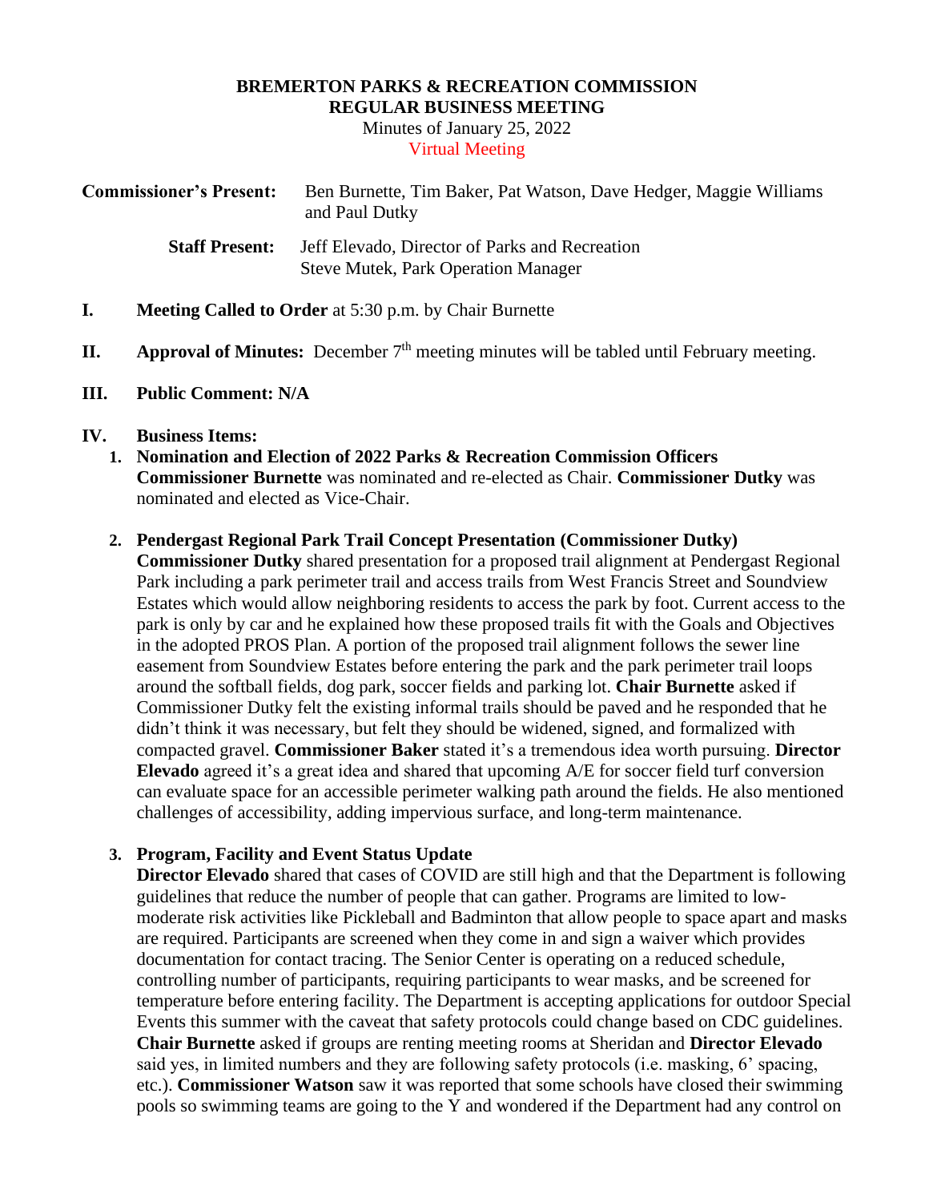**BREMERTON PARKS & RECREATION COMMISSION**
**REGULAR BUSINESS MEETING**

Minutes of January 25, 2022

Virtual Meeting

**Commissioner's Present:** Ben Burnette, Tim Baker, Pat Watson, Dave Hedger, Maggie Williams and Paul Dutky

**Staff Present:** Jeff Elevado, Director of Parks and Recreation
Steve Mutek, Park Operation Manager

**I. Meeting Called to Order** at 5:30 p.m. by Chair Burnette

**II. Approval of Minutes:** December 7th meeting minutes will be tabled until February meeting.

**III. Public Comment: N/A**

**IV. Business Items:**

1. **Nomination and Election of 2022 Parks & Recreation Commission Officers**
   **Commissioner Burnette** was nominated and re-elected as Chair. **Commissioner Dutky** was nominated and elected as Vice-Chair.

2. **Pendergast Regional Park Trail Concept Presentation (Commissioner Dutky)**
   **Commissioner Dutky** shared presentation for a proposed trail alignment at Pendergast Regional Park including a park perimeter trail and access trails from West Francis Street and Soundview Estates which would allow neighboring residents to access the park by foot. Current access to the park is only by car and he explained how these proposed trails fit with the Goals and Objectives in the adopted PROS Plan. A portion of the proposed trail alignment follows the sewer line easement from Soundview Estates before entering the park and the park perimeter trail loops around the softball fields, dog park, soccer fields and parking lot. **Chair Burnette** asked if Commissioner Dutky felt the existing informal trails should be paved and he responded that he didn't think it was necessary, but felt they should be widened, signed, and formalized with compacted gravel. **Commissioner Baker** stated it's a tremendous idea worth pursuing. **Director Elevado** agreed it's a great idea and shared that upcoming A/E for soccer field turf conversion can evaluate space for an accessible perimeter walking path around the fields. He also mentioned challenges of accessibility, adding impervious surface, and long-term maintenance.

3. **Program, Facility and Event Status Update**
   **Director Elevado** shared that cases of COVID are still high and that the Department is following guidelines that reduce the number of people that can gather. Programs are limited to low-moderate risk activities like Pickleball and Badminton that allow people to space apart and masks are required. Participants are screened when they come in and sign a waiver which provides documentation for contact tracing. The Senior Center is operating on a reduced schedule, controlling number of participants, requiring participants to wear masks, and be screened for temperature before entering facility. The Department is accepting applications for outdoor Special Events this summer with the caveat that safety protocols could change based on CDC guidelines. **Chair Burnette** asked if groups are renting meeting rooms at Sheridan and **Director Elevado** said yes, in limited numbers and they are following safety protocols (i.e. masking, 6' spacing, etc.). **Commissioner Watson** saw it was reported that some schools have closed their swimming pools so swimming teams are going to the Y and wondered if the Department had any control on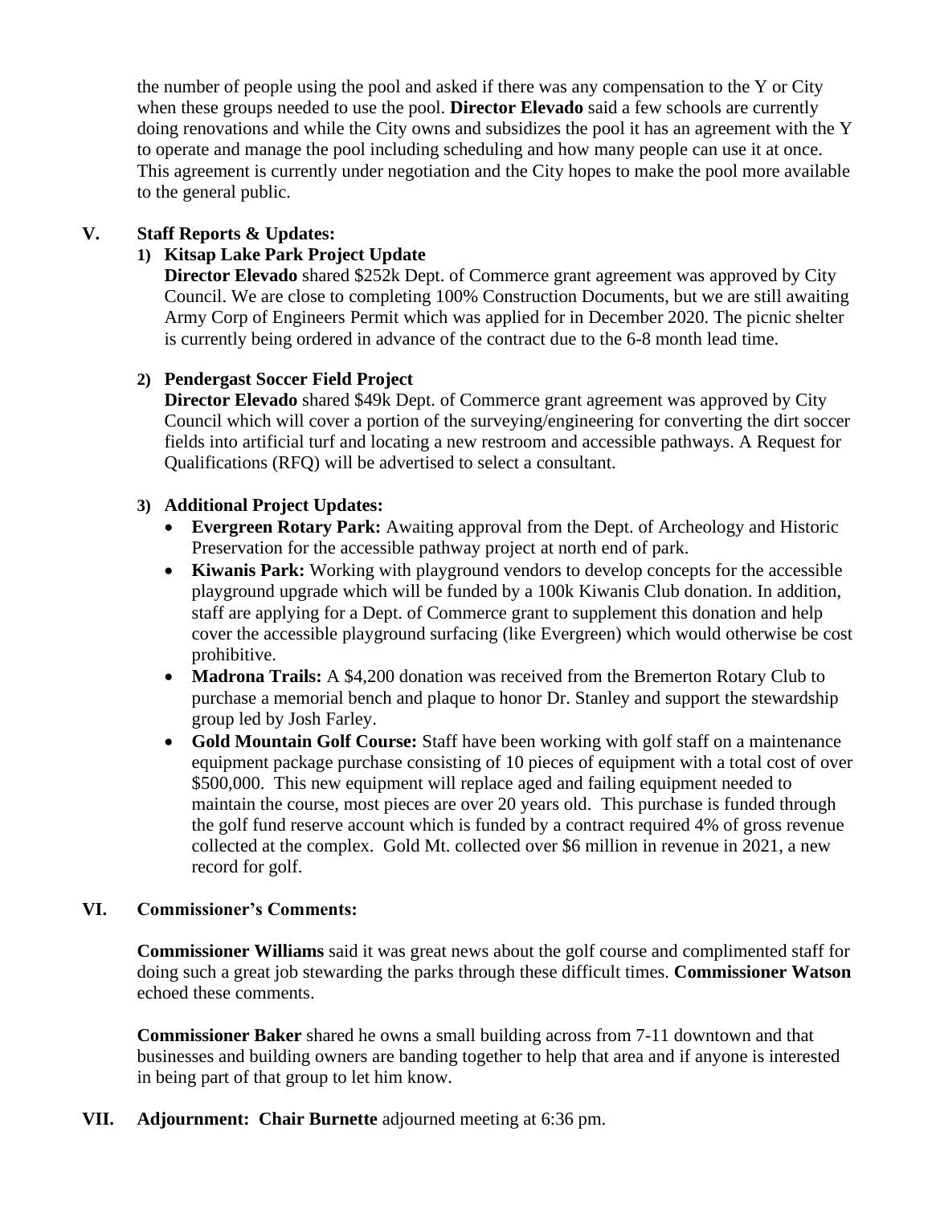the number of people using the pool and asked if there was any compensation to the Y or City when these groups needed to use the pool. **Director Elevado** said a few schools are currently doing renovations and while the City owns and subsidizes the pool it has an agreement with the Y to operate and manage the pool including scheduling and how many people can use it at once. This agreement is currently under negotiation and the City hopes to make the pool more available to the general public.

## V. Staff Reports & Updates:

### 1) Kitsap Lake Park Project Update

**Director Elevado** shared $252k Dept. of Commerce grant agreement was approved by City Council. We are close to completing 100% Construction Documents, but we are still awaiting Army Corp of Engineers Permit which was applied for in December 2020. The picnic shelter is currently being ordered in advance of the contract due to the 6-8 month lead time.

### 2) Pendergast Soccer Field Project

**Director Elevado** shared $49k Dept. of Commerce grant agreement was approved by City Council which will cover a portion of the surveying/engineering for converting the dirt soccer fields into artificial turf and locating a new restroom and accessible pathways. A Request for Qualifications (RFQ) will be advertised to select a consultant.

### 3) Additional Project Updates:

- **Evergreen Rotary Park:** Awaiting approval from the Dept. of Archeology and Historic Preservation for the accessible pathway project at north end of park.
- **Kiwanis Park:** Working with playground vendors to develop concepts for the accessible playground upgrade which will be funded by a 100k Kiwanis Club donation. In addition, staff are applying for a Dept. of Commerce grant to supplement this donation and help cover the accessible playground surfacing (like Evergreen) which would otherwise be cost prohibitive.
- **Madrona Trails:** A $4,200 donation was received from the Bremerton Rotary Club to purchase a memorial bench and plaque to honor Dr. Stanley and support the stewardship group led by Josh Farley.
- **Gold Mountain Golf Course:** Staff have been working with golf staff on a maintenance equipment package purchase consisting of 10 pieces of equipment with a total cost of over $500,000. This new equipment will replace aged and failing equipment needed to maintain the course, most pieces are over 20 years old. This purchase is funded through the golf fund reserve account which is funded by a contract required 4% of gross revenue collected at the complex. Gold Mt. collected over $6 million in revenue in 2021, a new record for golf.

## VI. Commissioner's Comments:

**Commissioner Williams** said it was great news about the golf course and complimented staff for doing such a great job stewarding the parks through these difficult times. **Commissioner Watson** echoed these comments.

**Commissioner Baker** shared he owns a small building across from 7-11 downtown and that businesses and building owners are banding together to help that area and if anyone is interested in being part of that group to let him know.

## VII. Adjournment: **Chair Burnette** adjourned meeting at 6:36 pm.